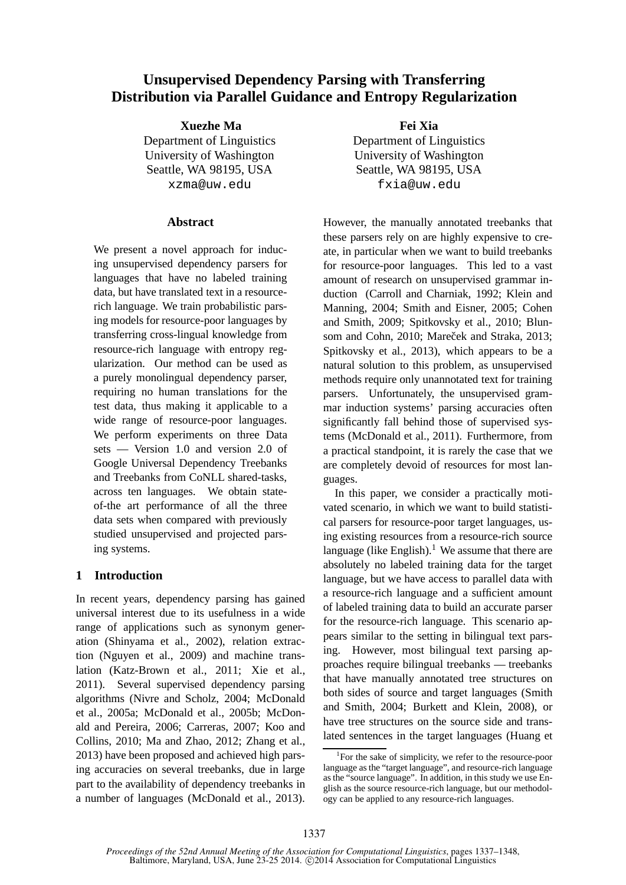# Unsupervised Dependency Parsing with Transferring Distribution via Parallel Guidance and Entropy Regularization

**Xuezhe Ma**
Department of Linguistics
University of Washington
Seattle, WA 98195, USA
xzma@uw.edu

**Fei Xia**
Department of Linguistics
University of Washington
Seattle, WA 98195, USA
fxia@uw.edu

## Abstract

We present a novel approach for inducing unsupervised dependency parsers for languages that have no labeled training data, but have translated text in a resource-rich language. We train probabilistic parsing models for resource-poor languages by transferring cross-lingual knowledge from resource-rich language with entropy regularization. Our method can be used as a purely monolingual dependency parser, requiring no human translations for the test data, thus making it applicable to a wide range of resource-poor languages. We perform experiments on three Data sets — Version 1.0 and version 2.0 of Google Universal Dependency Treebanks and Treebanks from CoNLL shared-tasks, across ten languages. We obtain state-of-the art performance of all the three data sets when compared with previously studied unsupervised and projected parsing systems.

## 1 Introduction

In recent years, dependency parsing has gained universal interest due to its usefulness in a wide range of applications such as synonym generation (Shinyama et al., 2002), relation extraction (Nguyen et al., 2009) and machine translation (Katz-Brown et al., 2011; Xie et al., 2011). Several supervised dependency parsing algorithms (Nivre and Scholz, 2004; McDonald et al., 2005a; McDonald et al., 2005b; McDonald and Pereira, 2006; Carreras, 2007; Koo and Collins, 2010; Ma and Zhao, 2012; Zhang et al., 2013) have been proposed and achieved high parsing accuracies on several treebanks, due in large part to the availability of dependency treebanks in a number of languages (McDonald et al., 2013). However, the manually annotated treebanks that these parsers rely on are highly expensive to create, in particular when we want to build treebanks for resource-poor languages. This led to a vast amount of research on unsupervised grammar induction (Carroll and Charniak, 1992; Klein and Manning, 2004; Smith and Eisner, 2005; Cohen and Smith, 2009; Spitkovsky et al., 2010; Blunsom and Cohn, 2010; Mareček and Straka, 2013; Spitkovsky et al., 2013), which appears to be a natural solution to this problem, as unsupervised methods require only unannotated text for training parsers. Unfortunately, the unsupervised grammar induction systems' parsing accuracies often significantly fall behind those of supervised systems (McDonald et al., 2011). Furthermore, from a practical standpoint, it is rarely the case that we are completely devoid of resources for most languages.

In this paper, we consider a practically motivated scenario, in which we want to build statistical parsers for resource-poor target languages, using existing resources from a resource-rich source language (like English).[1] We assume that there are absolutely no labeled training data for the target language, but we have access to parallel data with a resource-rich language and a sufficient amount of labeled training data to build an accurate parser for the resource-rich language. This scenario appears similar to the setting in bilingual text parsing. However, most bilingual text parsing approaches require bilingual treebanks — treebanks that have manually annotated tree structures on both sides of source and target languages (Smith and Smith, 2004; Burkett and Klein, 2008), or have tree structures on the source side and translated sentences in the target languages (Huang et

[1] For the sake of simplicity, we refer to the resource-poor language as the "target language", and resource-rich language as the "source language". In addition, in this study we use English as the source resource-rich language, but our methodology can be applied to any resource-rich languages.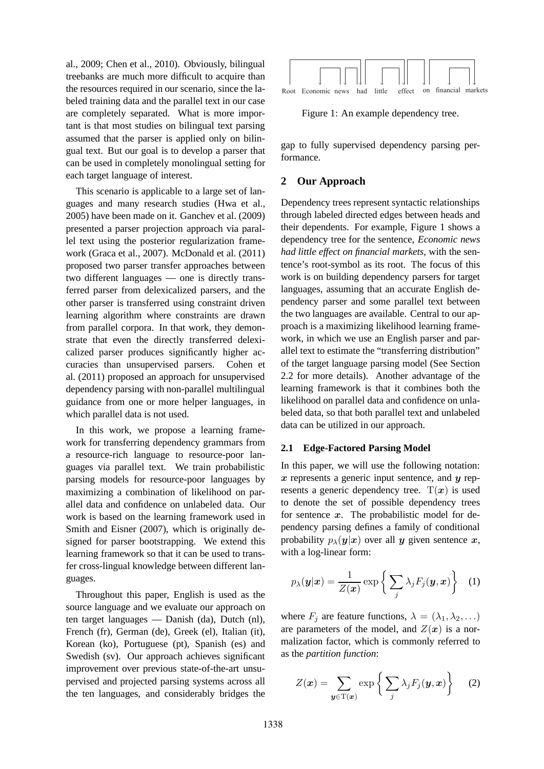al., 2009; Chen et al., 2010). Obviously, bilingual treebanks are much more difficult to acquire than the resources required in our scenario, since the labeled training data and the parallel text in our case are completely separated. What is more important is that most studies on bilingual text parsing assumed that the parser is applied only on bilingual text. But our goal is to develop a parser that can be used in completely monolingual setting for each target language of interest.

This scenario is applicable to a large set of languages and many research studies (Hwa et al., 2005) have been made on it. Ganchev et al. (2009) presented a parser projection approach via parallel text using the posterior regularization framework (Graca et al., 2007). McDonald et al. (2011) proposed two parser transfer approaches between two different languages — one is directly transferred parser from delexicalized parsers, and the other parser is transferred using constraint driven learning algorithm where constraints are drawn from parallel corpora. In that work, they demonstrate that even the directly transferred delexicalized parser produces significantly higher accuracies than unsupervised parsers. Cohen et al. (2011) proposed an approach for unsupervised dependency parsing with non-parallel multilingual guidance from one or more helper languages, in which parallel data is not used.

In this work, we propose a learning framework for transferring dependency grammars from a resource-rich language to resource-poor languages via parallel text. We train probabilistic parsing models for resource-poor languages by maximizing a combination of likelihood on parallel data and confidence on unlabeled data. Our work is based on the learning framework used in Smith and Eisner (2007), which is originally designed for parser bootstrapping. We extend this learning framework so that it can be used to transfer cross-lingual knowledge between different languages.

Throughout this paper, English is used as the source language and we evaluate our approach on ten target languages — Danish (da), Dutch (nl), French (fr), German (de), Greek (el), Italian (it), Korean (ko), Portuguese (pt), Spanish (es) and Swedish (sv). Our approach achieves significant improvement over previous state-of-the-art unsupervised and projected parsing systems across all the ten languages, and considerably bridges the gap to fully supervised dependency parsing performance.

Root Economic news had little effect on financial markets

Figure 1: An example dependency tree.

## 2 Our Approach

Dependency trees represent syntactic relationships through labeled directed edges between heads and their dependents. For example, Figure 1 shows a dependency tree for the sentence, *Economic news had little effect on financial markets*, with the sentence's root-symbol as its root. The focus of this work is on building dependency parsers for target languages, assuming that an accurate English dependency parser and some parallel text between the two languages are available. Central to our approach is a maximizing likelihood learning framework, in which we use an English parser and parallel text to estimate the "transferring distribution" of the target language parsing model (See Section 2.2 for more details). Another advantage of the learning framework is that it combines both the likelihood on parallel data and confidence on unlabeled data, so that both parallel text and unlabeled data can be utilized in our approach.

### 2.1 Edge-Factored Parsing Model

In this paper, we will use the following notation: $\boldsymbol{x}$ represents a generic input sentence, and $\boldsymbol{y}$ represents a generic dependency tree. $\mathrm{T}(\boldsymbol{x})$ is used to denote the set of possible dependency trees for sentence $\boldsymbol{x}$. The probabilistic model for dependency parsing defines a family of conditional probability $p_\lambda(\boldsymbol{y}|\boldsymbol{x})$ over all $\boldsymbol{y}$ given sentence $\boldsymbol{x}$, with a log-linear form:

$$p_\lambda(\boldsymbol{y}|\boldsymbol{x}) = \frac{1}{Z(\boldsymbol{x})} \exp\left\{ \sum_j \lambda_j F_j(\boldsymbol{y}, \boldsymbol{x}) \right\} \quad (1)$$

where $F_j$ are feature functions, $\lambda = (\lambda_1, \lambda_2, \ldots)$ are parameters of the model, and $Z(\boldsymbol{x})$ is a normalization factor, which is commonly referred to as the *partition function*:

$$Z(\boldsymbol{x}) = \sum_{\boldsymbol{y} \in \mathrm{T}(\boldsymbol{x})} \exp\left\{ \sum_j \lambda_j F_j(\boldsymbol{y}, \boldsymbol{x}) \right\} \quad (2)$$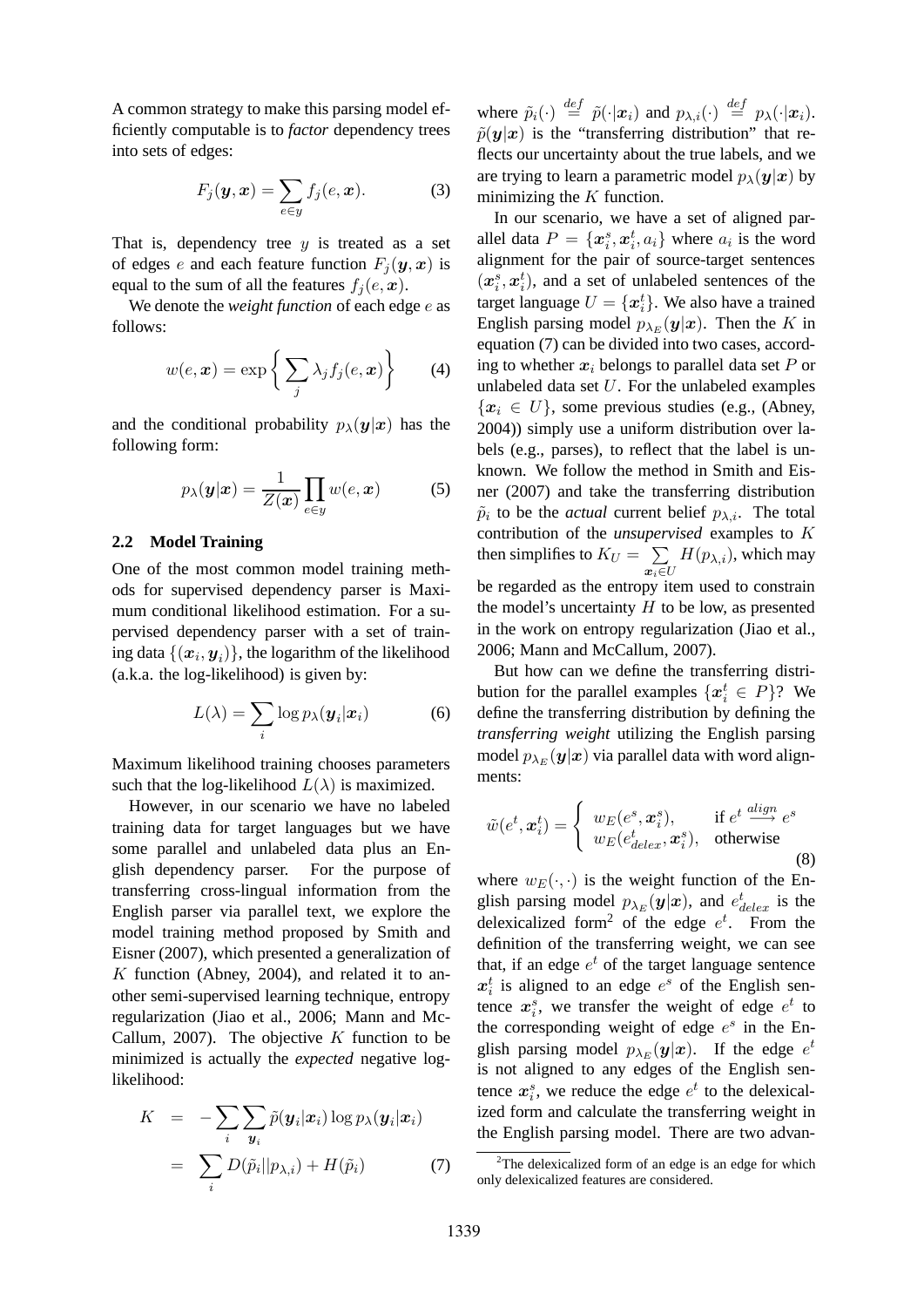A common strategy to make this parsing model efficiently computable is to *factor* dependency trees into sets of edges:

$$F_j(\boldsymbol{y}, \boldsymbol{x}) = \sum_{e \in y} f_j(e, \boldsymbol{x}). \tag{3}$$

That is, dependency tree $y$ is treated as a set of edges $e$ and each feature function $F_j(\boldsymbol{y}, \boldsymbol{x})$ is equal to the sum of all the features $f_j(e, \boldsymbol{x})$.

We denote the *weight function* of each edge $e$ as follows:

$$w(e, \boldsymbol{x}) = \exp\left\{ \sum_j \lambda_j f_j(e, \boldsymbol{x}) \right\} \tag{4}$$

and the conditional probability $p_\lambda(\boldsymbol{y}|\boldsymbol{x})$ has the following form:

$$p_\lambda(\boldsymbol{y}|\boldsymbol{x}) = \frac{1}{Z(\boldsymbol{x})} \prod_{e \in y} w(e, \boldsymbol{x}) \tag{5}$$

### 2.2 Model Training

One of the most common model training methods for supervised dependency parser is Maximum conditional likelihood estimation. For a supervised dependency parser with a set of training data $\{(\boldsymbol{x}_i, \boldsymbol{y}_i)\}$, the logarithm of the likelihood (a.k.a. the log-likelihood) is given by:

$$L(\lambda) = \sum_i \log p_\lambda(\boldsymbol{y}_i|\boldsymbol{x}_i) \tag{6}$$

Maximum likelihood training chooses parameters such that the log-likelihood $L(\lambda)$ is maximized.

However, in our scenario we have no labeled training data for target languages but we have some parallel and unlabeled data plus an English dependency parser. For the purpose of transferring cross-lingual information from the English parser via parallel text, we explore the model training method proposed by Smith and Eisner (2007), which presented a generalization of $K$ function (Abney, 2004), and related it to another semi-supervised learning technique, entropy regularization (Jiao et al., 2006; Mann and McCallum, 2007). The objective $K$ function to be minimized is actually the *expected* negative log-likelihood:

$$\begin{aligned} K &= -\sum_i \sum_{\boldsymbol{y}_i} \tilde{p}(\boldsymbol{y}_i|\boldsymbol{x}_i) \log p_\lambda(\boldsymbol{y}_i|\boldsymbol{x}_i) \\ &= \sum_i D(\tilde{p}_i || p_{\lambda,i}) + H(\tilde{p}_i) \end{aligned} \tag{7}$$

where $\tilde{p}_i(\cdot) \stackrel{def}{=} \tilde{p}(\cdot|\boldsymbol{x}_i)$ and $p_{\lambda,i}(\cdot) \stackrel{def}{=} p_\lambda(\cdot|\boldsymbol{x}_i)$. $\tilde{p}(\boldsymbol{y}|\boldsymbol{x})$ is the "transferring distribution" that reflects our uncertainty about the true labels, and we are trying to learn a parametric model $p_\lambda(\boldsymbol{y}|\boldsymbol{x})$ by minimizing the $K$ function.

In our scenario, we have a set of aligned parallel data $P = \{\boldsymbol{x}_i^s, \boldsymbol{x}_i^t, a_i\}$ where $a_i$ is the word alignment for the pair of source-target sentences $(\boldsymbol{x}_i^s, \boldsymbol{x}_i^t)$, and a set of unlabeled sentences of the target language $U = \{\boldsymbol{x}_i^t\}$. We also have a trained English parsing model $p_{\lambda_E}(\boldsymbol{y}|\boldsymbol{x})$. Then the $K$ in equation (7) can be divided into two cases, according to whether $\boldsymbol{x}_i$ belongs to parallel data set $P$ or unlabeled data set $U$. For the unlabeled examples $\{\boldsymbol{x}_i \in U\}$, some previous studies (e.g., (Abney, 2004)) simply use a uniform distribution over labels (e.g., parses), to reflect that the label is unknown. We follow the method in Smith and Eisner (2007) and take the transferring distribution $\tilde{p}_i$ to be the *actual* current belief $p_{\lambda,i}$. The total contribution of the *unsupervised* examples to $K$ then simplifies to $K_U = \sum_{\boldsymbol{x}_i \in U} H(p_{\lambda,i})$, which may be regarded as the entropy item used to constrain the model's uncertainty $H$ to be low, as presented in the work on entropy regularization (Jiao et al., 2006; Mann and McCallum, 2007).

But how can we define the transferring distribution for the parallel examples $\{\boldsymbol{x}_i^t \in P\}$? We define the transferring distribution by defining the *transferring weight* utilizing the English parsing model $p_{\lambda_E}(\boldsymbol{y}|\boldsymbol{x})$ via parallel data with word alignments:

$$\tilde{w}(e^t, \boldsymbol{x}_i^t) = \begin{cases} w_E(e^s, \boldsymbol{x}_i^s), & \text{if } e^t \stackrel{align}{\longrightarrow} e^s \\ w_E(e^t_{delex}, \boldsymbol{x}_i^s), & \text{otherwise} \end{cases} \tag{8}$$

where $w_E(\cdot, \cdot)$ is the weight function of the English parsing model $p_{\lambda_E}(\boldsymbol{y}|\boldsymbol{x})$, and $e^t_{delex}$ is the delexicalized form[2] of the edge $e^t$. From the definition of the transferring weight, we can see that, if an edge $e^t$ of the target language sentence $\boldsymbol{x}_i^t$ is aligned to an edge $e^s$ of the English sentence $\boldsymbol{x}_i^s$, we transfer the weight of edge $e^t$ to the corresponding weight of edge $e^s$ in the English parsing model $p_{\lambda_E}(\boldsymbol{y}|\boldsymbol{x})$. If the edge $e^t$ is not aligned to any edges of the English sentence $\boldsymbol{x}_i^s$, we reduce the edge $e^t$ to the delexicalized form and calculate the transferring weight in the English parsing model. There are two advan-

[2] The delexicalized form of an edge is an edge for which only delexicalized features are considered.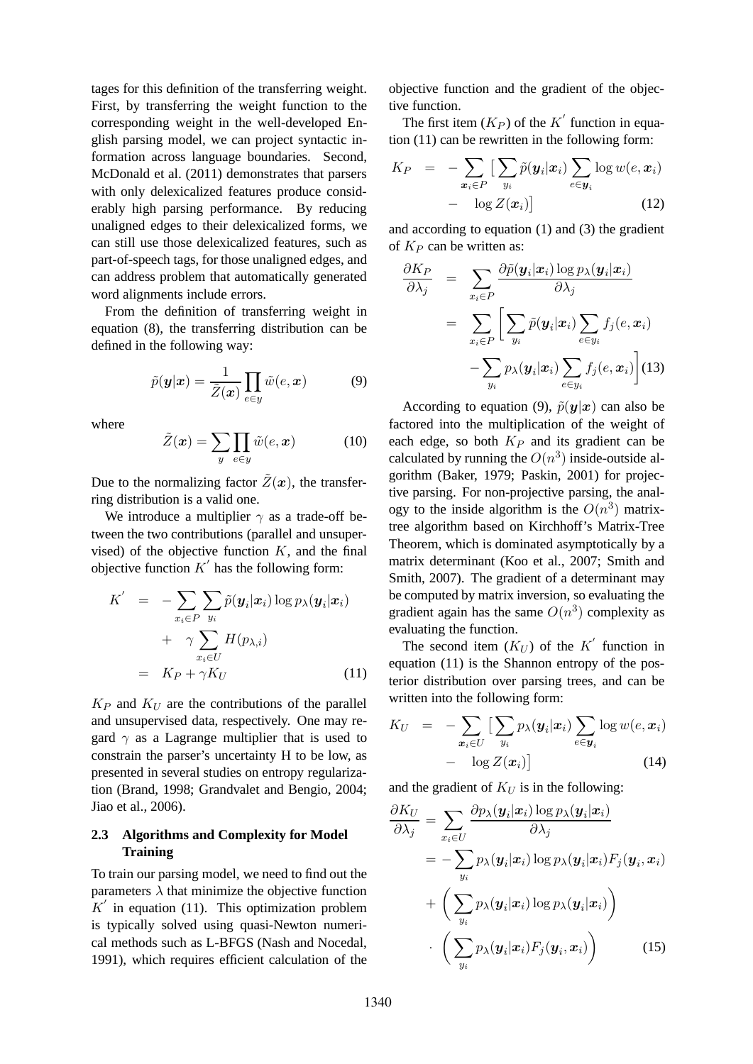tages for this definition of the transferring weight. First, by transferring the weight function to the corresponding weight in the well-developed English parsing model, we can project syntactic information across language boundaries. Second, McDonald et al. (2011) demonstrates that parsers with only delexicalized features produce considerably high parsing performance. By reducing unaligned edges to their delexicalized forms, we can still use those delexicalized features, such as part-of-speech tags, for those unaligned edges, and can address problem that automatically generated word alignments include errors.

From the definition of transferring weight in equation (8), the transferring distribution can be defined in the following way:

$$\tilde{p}(\boldsymbol{y}|\boldsymbol{x}) = \frac{1}{\tilde{Z}(\boldsymbol{x})} \prod_{e \in y} \tilde{w}(e, \boldsymbol{x}) \tag{9}$$

where

$$\tilde{Z}(\boldsymbol{x}) = \sum_{y} \prod_{e \in y} \tilde{w}(e, \boldsymbol{x}) \tag{10}$$

Due to the normalizing factor $\tilde{Z}(\boldsymbol{x})$, the transferring distribution is a valid one.

We introduce a multiplier $\gamma$ as a trade-off between the two contributions (parallel and unsupervised) of the objective function $K$, and the final objective function $K^{'}$ has the following form:

$$\begin{aligned} K^{'} &= -\sum_{x_i \in P} \sum_{y_i} \tilde{p}(\boldsymbol{y}_i|\boldsymbol{x}_i) \log p_\lambda(\boldsymbol{y}_i|\boldsymbol{x}_i) \\ &\quad + \gamma \sum_{x_i \in U} H(p_{\lambda,i}) \\ &= K_P + \gamma K_U \end{aligned} \tag{11}$$

$K_P$ and $K_U$ are the contributions of the parallel and unsupervised data, respectively. One may regard $\gamma$ as a Lagrange multiplier that is used to constrain the parser's uncertainty H to be low, as presented in several studies on entropy regularization (Brand, 1998; Grandvalet and Bengio, 2004; Jiao et al., 2006).

### 2.3 Algorithms and Complexity for Model Training

To train our parsing model, we need to find out the parameters $\lambda$ that minimize the objective function $K^{'}$ in equation (11). This optimization problem is typically solved using quasi-Newton numerical methods such as L-BFGS (Nash and Nocedal, 1991), which requires efficient calculation of the objective function and the gradient of the objective function.

The first item ($K_P$) of the $K^{'}$ function in equation (11) can be rewritten in the following form:

$$\begin{aligned} K_P &= -\sum_{\boldsymbol{x}_i \in P} \big[ \sum_{y_i} \tilde{p}(\boldsymbol{y}_i|\boldsymbol{x}_i) \sum_{e \in \boldsymbol{y}_i} \log w(e, \boldsymbol{x}_i) \\ &\quad - \log Z(\boldsymbol{x}_i) \big] \end{aligned} \tag{12}$$

and according to equation (1) and (3) the gradient of $K_P$ can be written as:

$$\begin{aligned} \frac{\partial K_P}{\partial \lambda_j} &= \sum_{x_i \in P} \frac{\partial \tilde{p}(\boldsymbol{y}_i|\boldsymbol{x}_i) \log p_\lambda(\boldsymbol{y}_i|\boldsymbol{x}_i)}{\partial \lambda_j} \\ &= \sum_{x_i \in P} \Big[ \sum_{y_i} \tilde{p}(\boldsymbol{y}_i|\boldsymbol{x}_i) \sum_{e \in y_i} f_j(e, \boldsymbol{x}_i) \\ &\quad - \sum_{y_i} p_\lambda(\boldsymbol{y}_i|\boldsymbol{x}_i) \sum_{e \in y_i} f_j(e, \boldsymbol{x}_i) \Big] \end{aligned} \tag{13}$$

According to equation (9), $\tilde{p}(\boldsymbol{y}|\boldsymbol{x})$ can also be factored into the multiplication of the weight of each edge, so both $K_P$ and its gradient can be calculated by running the $O(n^3)$ inside-outside algorithm (Baker, 1979; Paskin, 2001) for projective parsing. For non-projective parsing, the analogy to the inside algorithm is the $O(n^3)$ matrix-tree algorithm based on Kirchhoff's Matrix-Tree Theorem, which is dominated asymptotically by a matrix determinant (Koo et al., 2007; Smith and Smith, 2007). The gradient of a determinant may be computed by matrix inversion, so evaluating the gradient again has the same $O(n^3)$ complexity as evaluating the function.

The second item ($K_U$) of the $K^{'}$ function in equation (11) is the Shannon entropy of the posterior distribution over parsing trees, and can be written into the following form:

$$\begin{aligned} K_U &= -\sum_{\boldsymbol{x}_i \in U} \big[ \sum_{y_i} p_\lambda(\boldsymbol{y}_i|\boldsymbol{x}_i) \sum_{e \in \boldsymbol{y}_i} \log w(e, \boldsymbol{x}_i) \\ &\quad - \log Z(\boldsymbol{x}_i) \big] \end{aligned} \tag{14}$$

and the gradient of $K_U$ is in the following:

$$\begin{aligned} \frac{\partial K_U}{\partial \lambda_j} &= \sum_{x_i \in U} \frac{\partial p_\lambda(\boldsymbol{y}_i|\boldsymbol{x}_i) \log p_\lambda(\boldsymbol{y}_i|\boldsymbol{x}_i)}{\partial \lambda_j} \\ &= -\sum_{y_i} p_\lambda(\boldsymbol{y}_i|\boldsymbol{x}_i) \log p_\lambda(\boldsymbol{y}_i|\boldsymbol{x}_i) F_j(\boldsymbol{y}_i, \boldsymbol{x}_i) \\ &\quad + \Big( \sum_{y_i} p_\lambda(\boldsymbol{y}_i|\boldsymbol{x}_i) \log p_\lambda(\boldsymbol{y}_i|\boldsymbol{x}_i) \Big) \\ &\quad \cdot \Big( \sum_{y_i} p_\lambda(\boldsymbol{y}_i|\boldsymbol{x}_i) F_j(\boldsymbol{y}_i, \boldsymbol{x}_i) \Big) \end{aligned} \tag{15}$$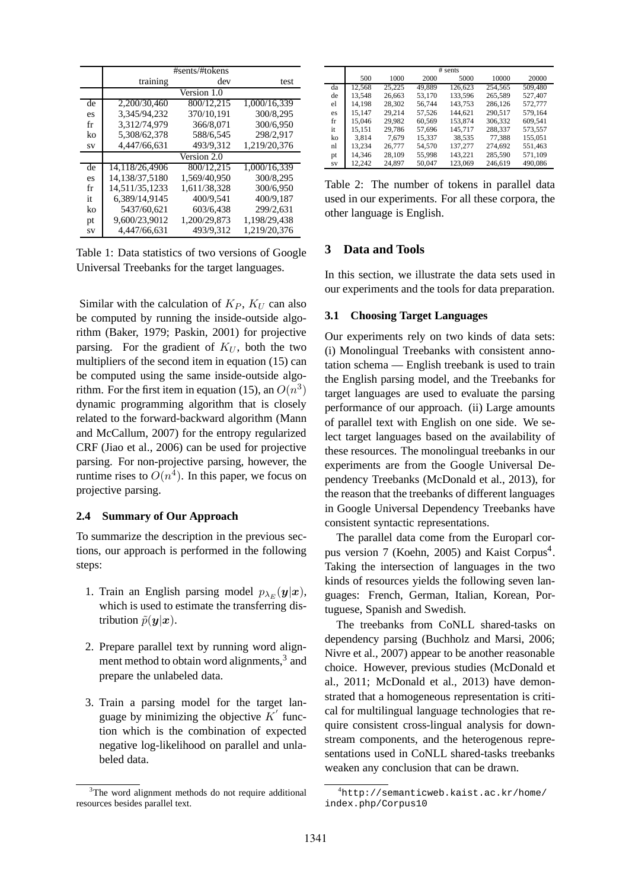|  | #sents/#tokens |  |  |
|---|---|---|---|
|  | training | dev | test |
|  | Version 1.0 |  |  |
| de | 2,200/30,460 | 800/12,215 | 1,000/16,339 |
| es | 3,345/94,232 | 370/10,191 | 300/8,295 |
| fr | 3,312/74,979 | 366/8,071 | 300/6,950 |
| ko | 5,308/62,378 | 588/6,545 | 298/2,917 |
| sv | 4,447/66,631 | 493/9,312 | 1,219/20,376 |
|  | Version 2.0 |  |  |
| de | 14,118/26,4906 | 800/12,215 | 1,000/16,339 |
| es | 14,138/37,5180 | 1,569/40,950 | 300/8,295 |
| fr | 14,511/35,1233 | 1,611/38,328 | 300/6,950 |
| it | 6,389/14,9145 | 400/9,541 | 400/9,187 |
| ko | 5437/60,621 | 603/6,438 | 299/2,631 |
| pt | 9,600/23,9012 | 1,200/29,873 | 1,198/29,438 |
| sv | 4,447/66,631 | 493/9,312 | 1,219/20,376 |

Table 1: Data statistics of two versions of Google Universal Treebanks for the target languages.

Similar with the calculation of $K_P$, $K_U$ can also be computed by running the inside-outside algorithm (Baker, 1979; Paskin, 2001) for projective parsing. For the gradient of $K_U$, both the two multipliers of the second item in equation (15) can be computed using the same inside-outside algorithm. For the first item in equation (15), an $O(n^3)$ dynamic programming algorithm that is closely related to the forward-backward algorithm (Mann and McCallum, 2007) for the entropy regularized CRF (Jiao et al., 2006) can be used for projective parsing. For non-projective parsing, however, the runtime rises to $O(n^4)$. In this paper, we focus on projective parsing.

### 2.4 Summary of Our Approach

To summarize the description in the previous sections, our approach is performed in the following steps:

1. Train an English parsing model $p_{\lambda_E}(\boldsymbol{y}|\boldsymbol{x})$, which is used to estimate the transferring distribution $\tilde{p}(\boldsymbol{y}|\boldsymbol{x})$.
2. Prepare parallel text by running word alignment method to obtain word alignments,[3] and prepare the unlabeled data.
3. Train a parsing model for the target language by minimizing the objective $K'$ function which is the combination of expected negative log-likelihood on parallel and unlabeled data.

[3]The word alignment methods do not require additional resources besides parallel text.

|  | # sents |  |  |  |  |  |
|---|---|---|---|---|---|---|
|  | 500 | 1000 | 2000 | 5000 | 10000 | 20000 |
| da | 12,568 | 25,225 | 49,889 | 126,623 | 254,565 | 509,480 |
| de | 13,548 | 26,663 | 53,170 | 133,596 | 265,589 | 527,407 |
| el | 14,198 | 28,302 | 56,744 | 143,753 | 286,126 | 572,777 |
| es | 15,147 | 29,214 | 57,526 | 144,621 | 290,517 | 579,164 |
| fr | 15,046 | 29,982 | 60,569 | 153,874 | 306,332 | 609,541 |
| it | 15,151 | 29,786 | 57,696 | 145,717 | 288,337 | 573,557 |
| ko | 3,814 | 7,679 | 15,337 | 38,535 | 77,388 | 155,051 |
| nl | 13,234 | 26,777 | 54,570 | 137,277 | 274,692 | 551,463 |
| pt | 14,346 | 28,109 | 55,998 | 143,221 | 285,590 | 571,109 |
| sv | 12,242 | 24,897 | 50,047 | 123,069 | 246,619 | 490,086 |

Table 2: The number of tokens in parallel data used in our experiments. For all these corpora, the other language is English.

## 3 Data and Tools

In this section, we illustrate the data sets used in our experiments and the tools for data preparation.

### 3.1 Choosing Target Languages

Our experiments rely on two kinds of data sets: (i) Monolingual Treebanks with consistent annotation schema — English treebank is used to train the English parsing model, and the Treebanks for target languages are used to evaluate the parsing performance of our approach. (ii) Large amounts of parallel text with English on one side. We select target languages based on the availability of these resources. The monolingual treebanks in our experiments are from the Google Universal Dependency Treebanks (McDonald et al., 2013), for the reason that the treebanks of different languages in Google Universal Dependency Treebanks have consistent syntactic representations.

The parallel data come from the Europarl corpus version 7 (Koehn, 2005) and Kaist Corpus[4]. Taking the intersection of languages in the two kinds of resources yields the following seven languages: French, German, Italian, Korean, Portuguese, Spanish and Swedish.

The treebanks from CoNLL shared-tasks on dependency parsing (Buchholz and Marsi, 2006; Nivre et al., 2007) appear to be another reasonable choice. However, previous studies (McDonald et al., 2011; McDonald et al., 2013) have demonstrated that a homogeneous representation is critical for multilingual language technologies that require consistent cross-lingual analysis for downstream components, and the heterogenous representations used in CoNLL shared-tasks treebanks weaken any conclusion that can be drawn.

[4]http://semanticweb.kaist.ac.kr/home/index.php/Corpus10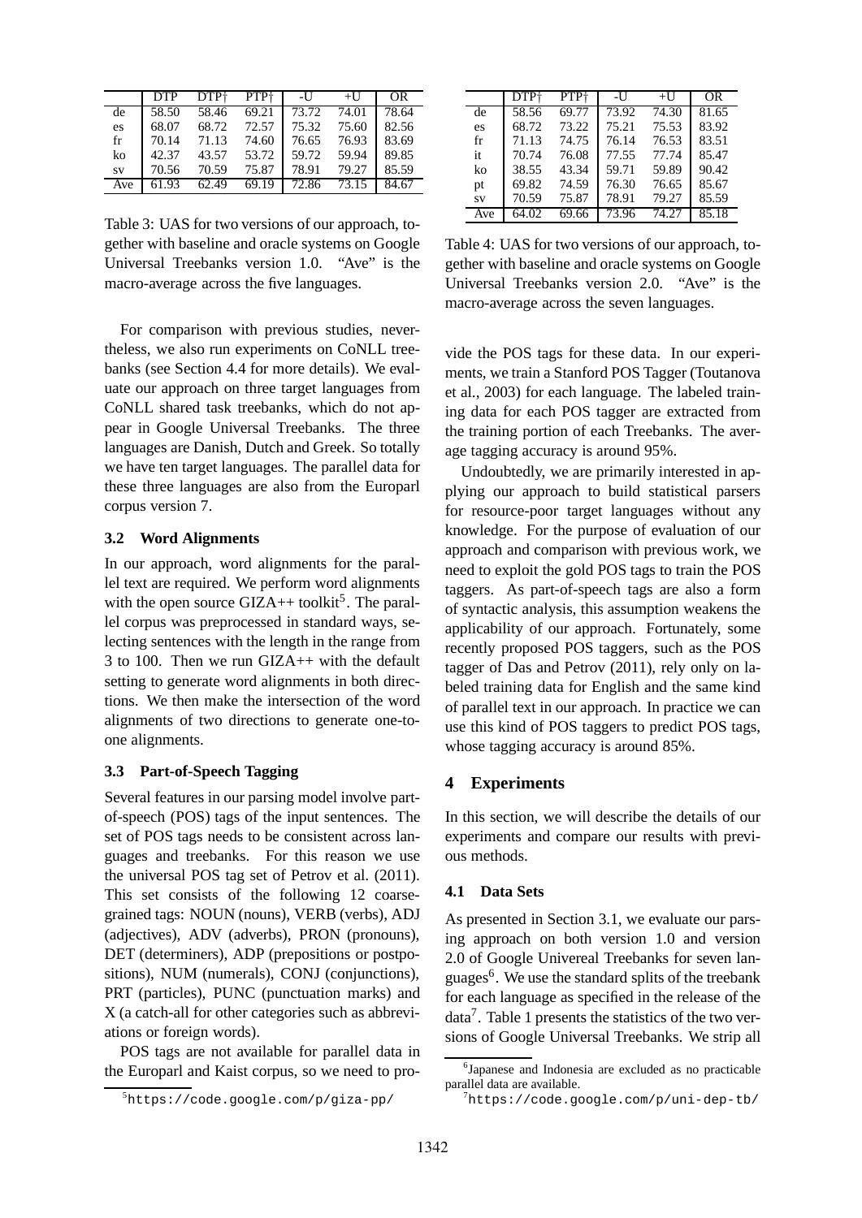|  | DTP | DTP† | PTP† | -U | +U | OR |
|---|---|---|---|---|---|---|
| de | 58.50 | 58.46 | 69.21 | 73.72 | 74.01 | 78.64 |
| es | 68.07 | 68.72 | 72.57 | 75.32 | 75.60 | 82.56 |
| fr | 70.14 | 71.13 | 74.60 | 76.65 | 76.93 | 83.69 |
| ko | 42.37 | 43.57 | 53.72 | 59.72 | 59.94 | 89.85 |
| sv | 70.56 | 70.59 | 75.87 | 78.91 | 79.27 | 85.59 |
| Ave | 61.93 | 62.49 | 69.19 | 72.86 | 73.15 | 84.67 |

Table 3: UAS for two versions of our approach, together with baseline and oracle systems on Google Universal Treebanks version 1.0. "Ave" is the macro-average across the five languages.

For comparison with previous studies, nevertheless, we also run experiments on CoNLL treebanks (see Section 4.4 for more details). We evaluate our approach on three target languages from CoNLL shared task treebanks, which do not appear in Google Universal Treebanks. The three languages are Danish, Dutch and Greek. So totally we have ten target languages. The parallel data for these three languages are also from the Europarl corpus version 7.

### 3.2 Word Alignments

In our approach, word alignments for the parallel text are required. We perform word alignments with the open source GIZA++ toolkit[5]. The parallel corpus was preprocessed in standard ways, selecting sentences with the length in the range from 3 to 100. Then we run GIZA++ with the default setting to generate word alignments in both directions. We then make the intersection of the word alignments of two directions to generate one-to-one alignments.

### 3.3 Part-of-Speech Tagging

Several features in our parsing model involve part-of-speech (POS) tags of the input sentences. The set of POS tags needs to be consistent across languages and treebanks. For this reason we use the universal POS tag set of Petrov et al. (2011). This set consists of the following 12 coarse-grained tags: NOUN (nouns), VERB (verbs), ADJ (adjectives), ADV (adverbs), PRON (pronouns), DET (determiners), ADP (prepositions or postpositions), NUM (numerals), CONJ (conjunctions), PRT (particles), PUNC (punctuation marks) and X (a catch-all for other categories such as abbreviations or foreign words).

POS tags are not available for parallel data in the Europarl and Kaist corpus, so we need to provide the POS tags for these data. In our experiments, we train a Stanford POS Tagger (Toutanova et al., 2003) for each language. The labeled training data for each POS tagger are extracted from the training portion of each Treebanks. The average tagging accuracy is around 95%.

Undoubtedly, we are primarily interested in applying our approach to build statistical parsers for resource-poor target languages without any knowledge. For the purpose of evaluation of our approach and comparison with previous work, we need to exploit the gold POS tags to train the POS taggers. As part-of-speech tags are also a form of syntactic analysis, this assumption weakens the applicability of our approach. Fortunately, some recently proposed POS taggers, such as the POS tagger of Das and Petrov (2011), rely only on labeled training data for English and the same kind of parallel text in our approach. In practice we can use this kind of POS taggers to predict POS tags, whose tagging accuracy is around 85%.

|  | DTP† | PTP† | -U | +U | OR |
|---|---|---|---|---|---|
| de | 58.56 | 69.77 | 73.92 | 74.30 | 81.65 |
| es | 68.72 | 73.22 | 75.21 | 75.53 | 83.92 |
| fr | 71.13 | 74.75 | 76.14 | 76.53 | 83.51 |
| it | 70.74 | 76.08 | 77.55 | 77.74 | 85.47 |
| ko | 38.55 | 43.34 | 59.71 | 59.89 | 90.42 |
| pt | 69.82 | 74.59 | 76.30 | 76.65 | 85.67 |
| sv | 70.59 | 75.87 | 78.91 | 79.27 | 85.59 |
| Ave | 64.02 | 69.66 | 73.96 | 74.27 | 85.18 |

Table 4: UAS for two versions of our approach, together with baseline and oracle systems on Google Universal Treebanks version 2.0. "Ave" is the macro-average across the seven languages.

## 4 Experiments

In this section, we will describe the details of our experiments and compare our results with previous methods.

### 4.1 Data Sets

As presented in Section 3.1, we evaluate our parsing approach on both version 1.0 and version 2.0 of Google Univereal Treebanks for seven languages[6]. We use the standard splits of the treebank for each language as specified in the release of the data[7]. Table 1 presents the statistics of the two versions of Google Universal Treebanks. We strip all

[5] https://code.google.com/p/giza-pp/

[6] Japanese and Indonesia are excluded as no practicable parallel data are available.

[7] https://code.google.com/p/uni-dep-tb/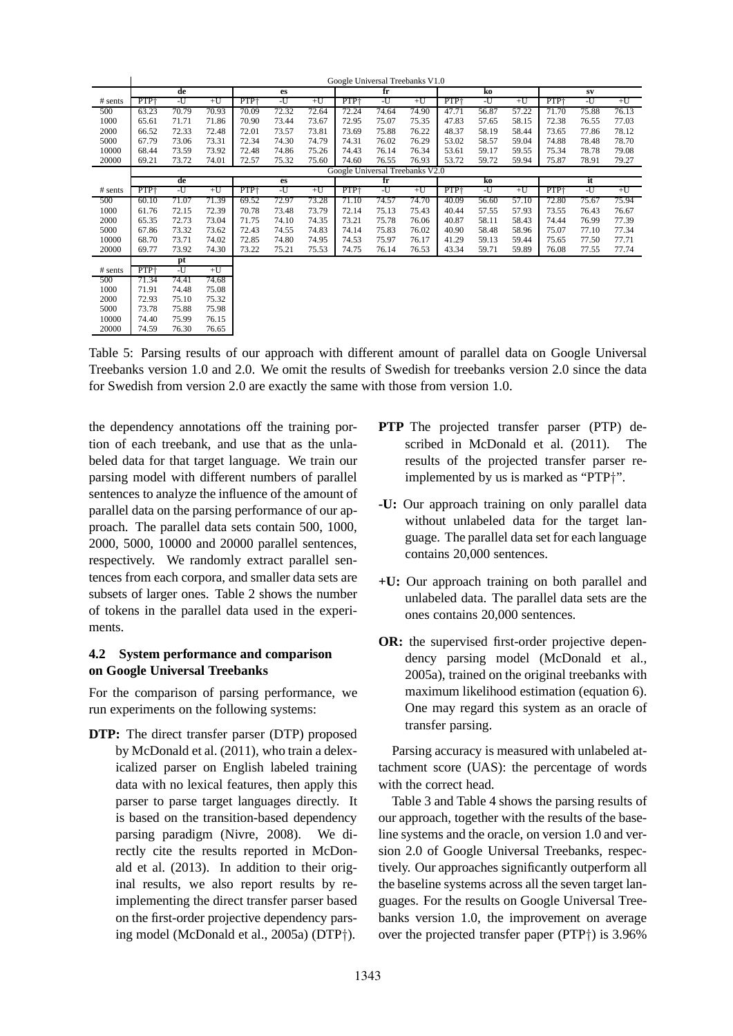| | Google Universal Treebanks V1.0 | | | | | | | | | | | | | | |
|---|---|---|---|---|---|---|---|---|---|---|---|---|---|---|---|
| | de | | | es | | | fr | | | ko | | | sv | | |
| # sents | PTP† | -U | +U | PTP† | -U | +U | PTP† | -U | +U | PTP† | -U | +U | PTP† | -U | +U |
| 500 | 63.23 | 70.79 | 70.93 | 70.09 | 72.32 | 72.64 | 72.24 | 74.64 | 74.90 | 47.71 | 56.87 | 57.22 | 71.70 | 75.88 | 76.13 |
| 1000 | 65.61 | 71.71 | 71.86 | 70.90 | 73.44 | 73.67 | 72.95 | 75.07 | 75.35 | 47.83 | 57.65 | 58.15 | 72.38 | 76.55 | 77.03 |
| 2000 | 66.52 | 72.33 | 72.48 | 72.01 | 73.57 | 73.81 | 73.69 | 75.88 | 76.22 | 48.37 | 58.19 | 58.44 | 73.65 | 77.86 | 78.12 |
| 5000 | 67.79 | 73.06 | 73.31 | 72.34 | 74.30 | 74.79 | 74.31 | 76.02 | 76.29 | 53.02 | 58.57 | 59.04 | 74.88 | 78.48 | 78.70 |
| 10000 | 68.44 | 73.59 | 73.92 | 72.48 | 74.86 | 75.26 | 74.43 | 76.14 | 76.34 | 53.61 | 59.17 | 59.55 | 75.34 | 78.78 | 79.08 |
| 20000 | 69.21 | 73.72 | 74.01 | 72.57 | 75.32 | 75.60 | 74.60 | 76.55 | 76.93 | 53.72 | 59.72 | 59.94 | 75.87 | 78.91 | 79.27 |
| | Google Universal Treebanks V2.0 | | | | | | | | | | | | | | |
| | de | | | es | | | fr | | | ko | | | it | | |
| # sents | PTP† | -U | +U | PTP† | -U | +U | PTP† | -U | +U | PTP† | -U | +U | PTP† | -U | +U |
| 500 | 60.10 | 71.07 | 71.39 | 69.52 | 72.97 | 73.28 | 71.10 | 74.57 | 74.70 | 40.09 | 56.60 | 57.10 | 72.80 | 75.67 | 75.94 |
| 1000 | 61.76 | 72.15 | 72.39 | 70.78 | 73.48 | 73.79 | 72.14 | 75.13 | 75.43 | 40.44 | 57.55 | 57.93 | 73.55 | 76.43 | 76.67 |
| 2000 | 65.35 | 72.73 | 73.04 | 71.75 | 74.10 | 74.35 | 73.21 | 75.78 | 76.06 | 40.87 | 58.11 | 58.43 | 74.44 | 76.99 | 77.39 |
| 5000 | 67.86 | 73.32 | 73.62 | 72.43 | 74.55 | 74.83 | 74.14 | 75.83 | 76.02 | 40.90 | 58.48 | 58.96 | 75.07 | 77.10 | 77.34 |
| 10000 | 68.70 | 73.71 | 74.02 | 72.85 | 74.80 | 74.95 | 74.53 | 75.97 | 76.17 | 41.29 | 59.13 | 59.44 | 75.65 | 77.50 | 77.71 |
| 20000 | 69.77 | 73.92 | 74.30 | 73.22 | 75.21 | 75.53 | 74.75 | 76.14 | 76.53 | 43.34 | 59.71 | 59.89 | 76.08 | 77.55 | 77.74 |
| | pt | | | | | | | | | | | | | | |
| # sents | PTP† | -U | +U | | | | | | | | | | | | |
| 500 | 71.34 | 74.41 | 74.68 | | | | | | | | | | | | |
| 1000 | 71.91 | 74.48 | 75.08 | | | | | | | | | | | | |
| 2000 | 72.93 | 75.10 | 75.32 | | | | | | | | | | | | |
| 5000 | 73.78 | 75.88 | 75.98 | | | | | | | | | | | | |
| 10000 | 74.40 | 75.99 | 76.15 | | | | | | | | | | | | |
| 20000 | 74.59 | 76.30 | 76.65 | | | | | | | | | | | | |

Table 5: Parsing results of our approach with different amount of parallel data on Google Universal Treebanks version 1.0 and 2.0. We omit the results of Swedish for treebanks version 2.0 since the data for Swedish from version 2.0 are exactly the same with those from version 1.0.

the dependency annotations off the training portion of each treebank, and use that as the unlabeled data for that target language. We train our parsing model with different numbers of parallel sentences to analyze the influence of the amount of parallel data on the parsing performance of our approach. The parallel data sets contain 500, 1000, 2000, 5000, 10000 and 20000 parallel sentences, respectively. We randomly extract parallel sentences from each corpora, and smaller data sets are subsets of larger ones. Table 2 shows the number of tokens in the parallel data used in the experiments.

### 4.2 System performance and comparison on Google Universal Treebanks

For the comparison of parsing performance, we run experiments on the following systems:

**DTP:** The direct transfer parser (DTP) proposed by McDonald et al. (2011), who train a delexicalized parser on English labeled training data with no lexical features, then apply this parser to parse target languages directly. It is based on the transition-based dependency parsing paradigm (Nivre, 2008). We directly cite the results reported in McDonald et al. (2013). In addition to their original results, we also report results by re-implementing the direct transfer parser based on the first-order projective dependency parsing model (McDonald et al., 2005a) (DTP†).

**PTP** The projected transfer parser (PTP) described in McDonald et al. (2011). The results of the projected transfer parser re-implemented by us is marked as "PTP†".

**-U:** Our approach training on only parallel data without unlabeled data for the target language. The parallel data set for each language contains 20,000 sentences.

**+U:** Our approach training on both parallel and unlabeled data. The parallel data sets are the ones contains 20,000 sentences.

**OR:** the supervised first-order projective dependency parsing model (McDonald et al., 2005a), trained on the original treebanks with maximum likelihood estimation (equation 6). One may regard this system as an oracle of transfer parsing.

Parsing accuracy is measured with unlabeled attachment score (UAS): the percentage of words with the correct head.

Table 3 and Table 4 shows the parsing results of our approach, together with the results of the baseline systems and the oracle, on version 1.0 and version 2.0 of Google Universal Treebanks, respectively. Our approaches significantly outperform all the baseline systems across all the seven target languages. For the results on Google Universal Treebanks version 1.0, the improvement on average over the projected transfer paper (PTP†) is 3.96%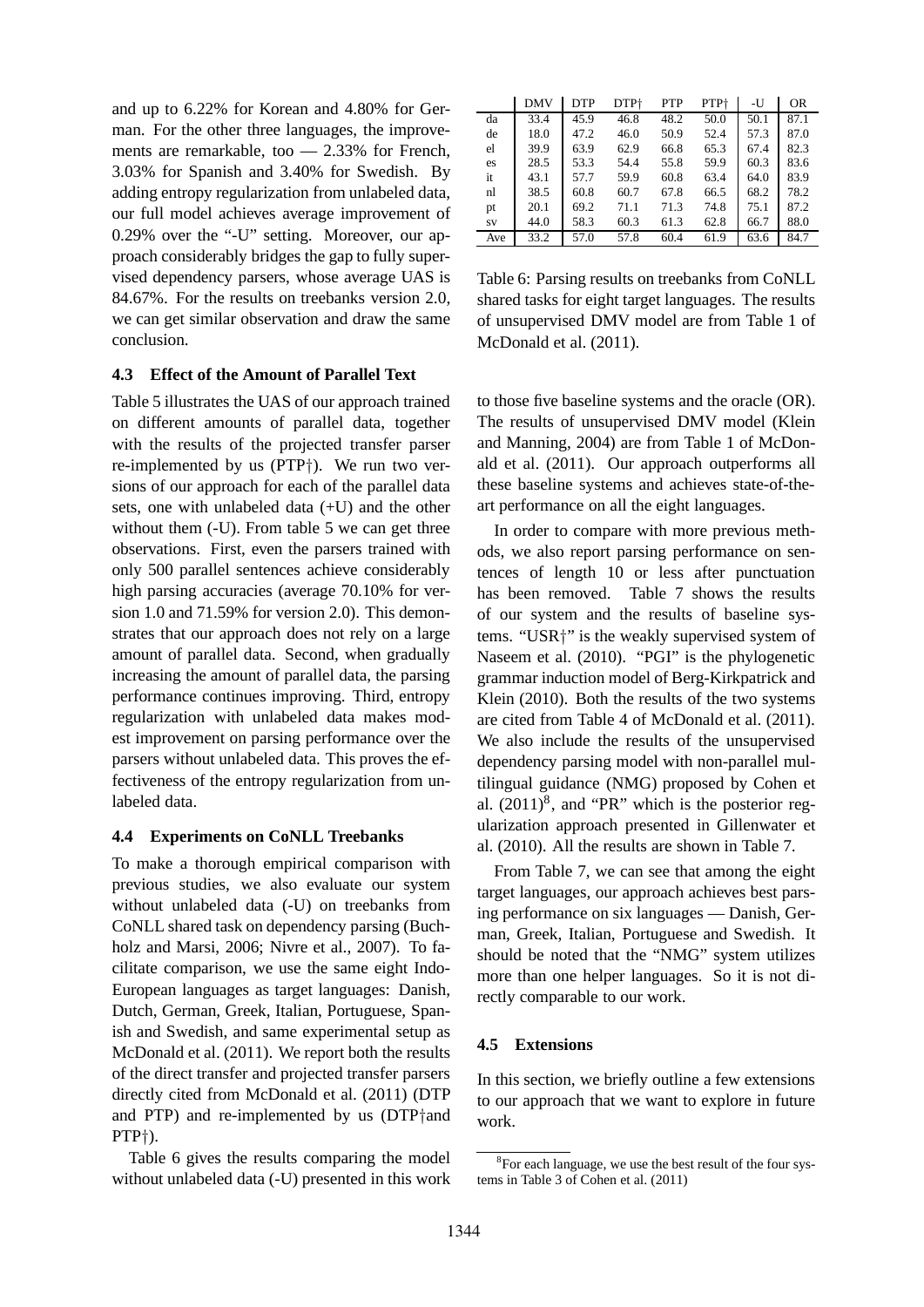and up to 6.22% for Korean and 4.80% for German. For the other three languages, the improvements are remarkable, too — 2.33% for French, 3.03% for Spanish and 3.40% for Swedish. By adding entropy regularization from unlabeled data, our full model achieves average improvement of 0.29% over the "-U" setting. Moreover, our approach considerably bridges the gap to fully supervised dependency parsers, whose average UAS is 84.67%. For the results on treebanks version 2.0, we can get similar observation and draw the same conclusion.

### 4.3 Effect of the Amount of Parallel Text

Table 5 illustrates the UAS of our approach trained on different amounts of parallel data, together with the results of the projected transfer parser re-implemented by us (PTP†). We run two versions of our approach for each of the parallel data sets, one with unlabeled data (+U) and the other without them (-U). From table 5 we can get three observations. First, even the parsers trained with only 500 parallel sentences achieve considerably high parsing accuracies (average 70.10% for version 1.0 and 71.59% for version 2.0). This demonstrates that our approach does not rely on a large amount of parallel data. Second, when gradually increasing the amount of parallel data, the parsing performance continues improving. Third, entropy regularization with unlabeled data makes modest improvement on parsing performance over the parsers without unlabeled data. This proves the effectiveness of the entropy regularization from unlabeled data.

### 4.4 Experiments on CoNLL Treebanks

To make a thorough empirical comparison with previous studies, we also evaluate our system without unlabeled data (-U) on treebanks from CoNLL shared task on dependency parsing (Buchholz and Marsi, 2006; Nivre et al., 2007). To facilitate comparison, we use the same eight Indo-European languages as target languages: Danish, Dutch, German, Greek, Italian, Portuguese, Spanish and Swedish, and same experimental setup as McDonald et al. (2011). We report both the results of the direct transfer and projected transfer parsers directly cited from McDonald et al. (2011) (DTP and PTP) and re-implemented by us (DTP†and PTP†).

Table 6 gives the results comparing the model without unlabeled data (-U) presented in this work to those five baseline systems and the oracle (OR). The results of unsupervised DMV model (Klein and Manning, 2004) are from Table 1 of McDonald et al. (2011). Our approach outperforms all these baseline systems and achieves state-of-the-art performance on all the eight languages.

| | DMV | DTP | DTP† | PTP | PTP† | -U | OR |
|---|---|---|---|---|---|---|---|
| da | 33.4 | 45.9 | 46.8 | 48.2 | 50.0 | 50.1 | 87.1 |
| de | 18.0 | 47.2 | 46.0 | 50.9 | 52.4 | 57.3 | 87.0 |
| el | 39.9 | 63.9 | 62.9 | 66.8 | 65.3 | 67.4 | 82.3 |
| es | 28.5 | 53.3 | 54.4 | 55.8 | 59.9 | 60.3 | 83.6 |
| it | 43.1 | 57.7 | 59.9 | 60.8 | 63.4 | 64.0 | 83.9 |
| nl | 38.5 | 60.8 | 60.7 | 67.8 | 66.5 | 68.2 | 78.2 |
| pt | 20.1 | 69.2 | 71.1 | 71.3 | 74.8 | 75.1 | 87.2 |
| sv | 44.0 | 58.3 | 60.3 | 61.3 | 62.8 | 66.7 | 88.0 |
| Ave | 33.2 | 57.0 | 57.8 | 60.4 | 61.9 | 63.6 | 84.7 |

Table 6: Parsing results on treebanks from CoNLL shared tasks for eight target languages. The results of unsupervised DMV model are from Table 1 of McDonald et al. (2011).

In order to compare with more previous methods, we also report parsing performance on sentences of length 10 or less after punctuation has been removed. Table 7 shows the results of our system and the results of baseline systems. "USR†" is the weakly supervised system of Naseem et al. (2010). "PGI" is the phylogenetic grammar induction model of Berg-Kirkpatrick and Klein (2010). Both the results of the two systems are cited from Table 4 of McDonald et al. (2011). We also include the results of the unsupervised dependency parsing model with non-parallel multilingual guidance (NMG) proposed by Cohen et al. (2011)[8], and "PR" which is the posterior regularization approach presented in Gillenwater et al. (2010). All the results are shown in Table 7.

From Table 7, we can see that among the eight target languages, our approach achieves best parsing performance on six languages — Danish, German, Greek, Italian, Portuguese and Swedish. It should be noted that the "NMG" system utilizes more than one helper languages. So it is not directly comparable to our work.

### 4.5 Extensions

In this section, we briefly outline a few extensions to our approach that we want to explore in future work.

[8] For each language, we use the best result of the four systems in Table 3 of Cohen et al. (2011)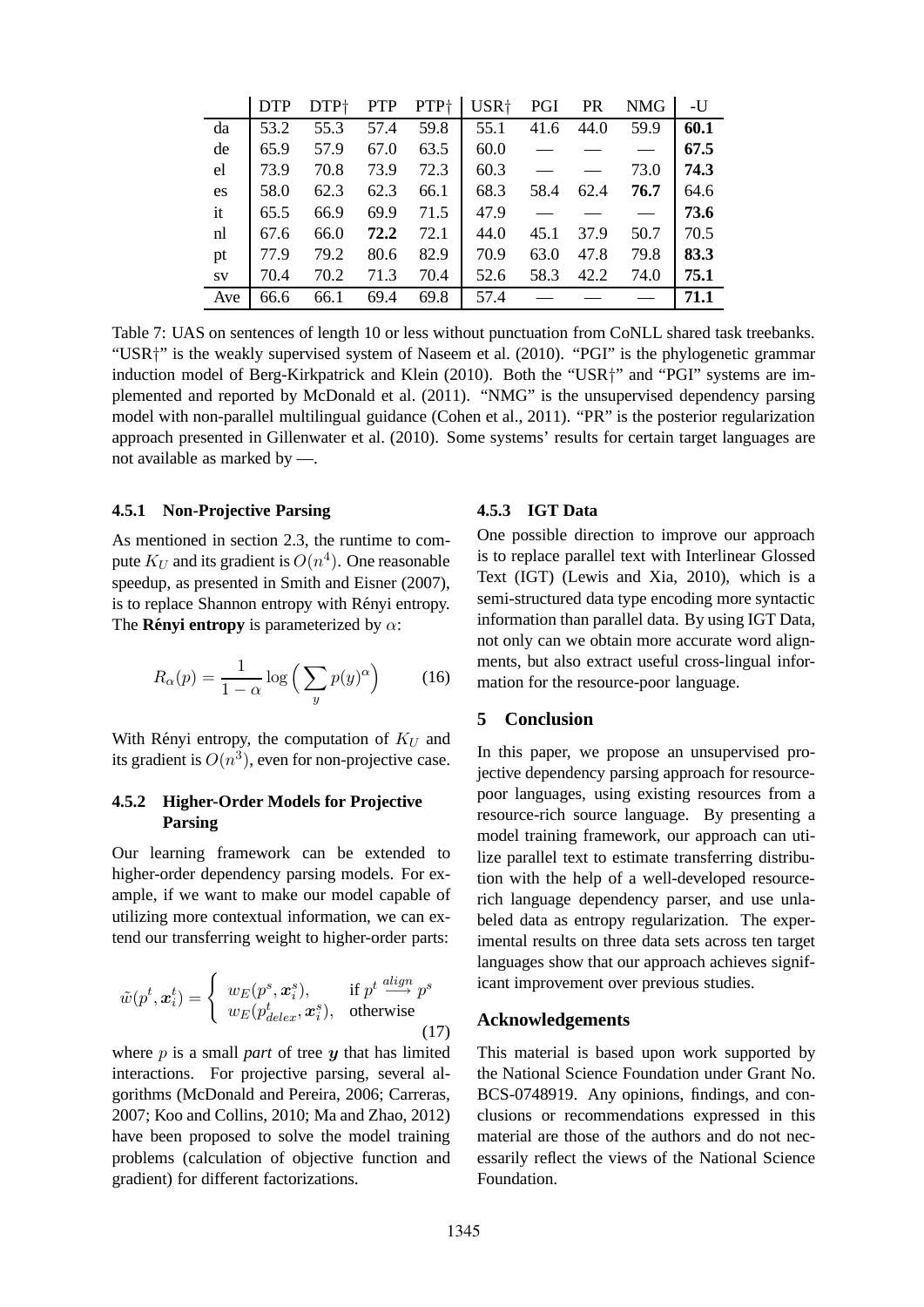|  | DTP | DTP† | PTP | PTP† | USR† | PGI | PR | NMG | -U |
|---|---|---|---|---|---|---|---|---|---|
| da | 53.2 | 55.3 | 57.4 | 59.8 | 55.1 | 41.6 | 44.0 | 59.9 | **60.1** |
| de | 65.9 | 57.9 | 67.0 | 63.5 | 60.0 | — | — | — | **67.5** |
| el | 73.9 | 70.8 | 73.9 | 72.3 | 60.3 | — | — | 73.0 | **74.3** |
| es | 58.0 | 62.3 | 62.3 | 66.1 | 68.3 | 58.4 | 62.4 | **76.7** | 64.6 |
| it | 65.5 | 66.9 | 69.9 | 71.5 | 47.9 | — | — | — | **73.6** |
| nl | 67.6 | 66.0 | **72.2** | 72.1 | 44.0 | 45.1 | 37.9 | 50.7 | 70.5 |
| pt | 77.9 | 79.2 | 80.6 | 82.9 | 70.9 | 63.0 | 47.8 | 79.8 | **83.3** |
| sv | 70.4 | 70.2 | 71.3 | 70.4 | 52.6 | 58.3 | 42.2 | 74.0 | **75.1** |
| Ave | 66.6 | 66.1 | 69.4 | 69.8 | 57.4 | — | — | — | **71.1** |

Table 7: UAS on sentences of length 10 or less without punctuation from CoNLL shared task treebanks. "USR†" is the weakly supervised system of Naseem et al. (2010). "PGI" is the phylogenetic grammar induction model of Berg-Kirkpatrick and Klein (2010). Both the "USR†" and "PGI" systems are implemented and reported by McDonald et al. (2011). "NMG" is the unsupervised dependency parsing model with non-parallel multilingual guidance (Cohen et al., 2011). "PR" is the posterior regularization approach presented in Gillenwater et al. (2010). Some systems' results for certain target languages are not available as marked by —.

#### 4.5.1 Non-Projective Parsing

As mentioned in section 2.3, the runtime to compute $K_U$ and its gradient is $O(n^4)$. One reasonable speedup, as presented in Smith and Eisner (2007), is to replace Shannon entropy with Rényi entropy. The **Rényi entropy** is parameterized by $\alpha$:

$$R_\alpha(p) = \frac{1}{1-\alpha} \log\Big(\sum_y p(y)^\alpha\Big) \qquad (16)$$

With Rényi entropy, the computation of $K_U$ and its gradient is $O(n^3)$, even for non-projective case.

#### 4.5.2 Higher-Order Models for Projective Parsing

Our learning framework can be extended to higher-order dependency parsing models. For example, if we want to make our model capable of utilizing more contextual information, we can extend our transferring weight to higher-order parts:

$$\tilde{w}(p^t, \boldsymbol{x}_i^t) = \begin{cases} w_E(p^s, \boldsymbol{x}_i^s), & \text{if } p^t \overset{align}{\longrightarrow} p^s \\ w_E(p^t_{delex}, \boldsymbol{x}_i^s), & \text{otherwise} \end{cases} \qquad (17)$$

where $p$ is a small *part* of tree $\boldsymbol{y}$ that has limited interactions. For projective parsing, several algorithms (McDonald and Pereira, 2006; Carreras, 2007; Koo and Collins, 2010; Ma and Zhao, 2012) have been proposed to solve the model training problems (calculation of objective function and gradient) for different factorizations.

#### 4.5.3 IGT Data

One possible direction to improve our approach is to replace parallel text with Interlinear Glossed Text (IGT) (Lewis and Xia, 2010), which is a semi-structured data type encoding more syntactic information than parallel data. By using IGT Data, not only can we obtain more accurate word alignments, but also extract useful cross-lingual information for the resource-poor language.

## 5 Conclusion

In this paper, we propose an unsupervised projective dependency parsing approach for resource-poor languages, using existing resources from a resource-rich source language. By presenting a model training framework, our approach can utilize parallel text to estimate transferring distribution with the help of a well-developed resource-rich language dependency parser, and use unlabeled data as entropy regularization. The experimental results on three data sets across ten target languages show that our approach achieves significant improvement over previous studies.

## Acknowledgements

This material is based upon work supported by the National Science Foundation under Grant No. BCS-0748919. Any opinions, findings, and conclusions or recommendations expressed in this material are those of the authors and do not necessarily reflect the views of the National Science Foundation.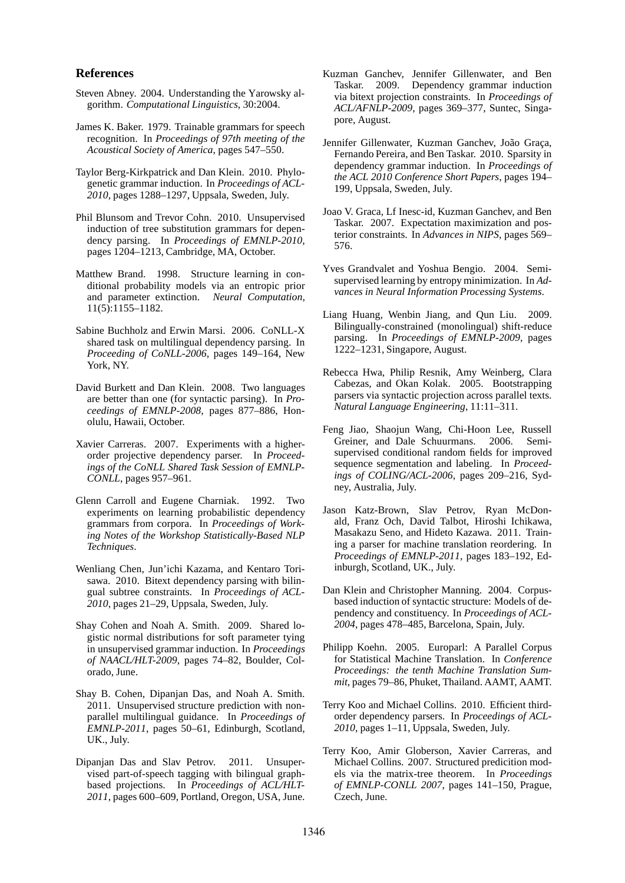## References

Steven Abney. 2004. Understanding the Yarowsky algorithm. *Computational Linguistics*, 30:2004.

James K. Baker. 1979. Trainable grammars for speech recognition. In *Proceedings of 97th meeting of the Acoustical Society of America*, pages 547–550.

Taylor Berg-Kirkpatrick and Dan Klein. 2010. Phylogenetic grammar induction. In *Proceedings of ACL-2010*, pages 1288–1297, Uppsala, Sweden, July.

Phil Blunsom and Trevor Cohn. 2010. Unsupervised induction of tree substitution grammars for dependency parsing. In *Proceedings of EMNLP-2010*, pages 1204–1213, Cambridge, MA, October.

Matthew Brand. 1998. Structure learning in conditional probability models via an entropic prior and parameter extinction. *Neural Computation*, 11(5):1155–1182.

Sabine Buchholz and Erwin Marsi. 2006. CoNLL-X shared task on multilingual dependency parsing. In *Proceeding of CoNLL-2006*, pages 149–164, New York, NY.

David Burkett and Dan Klein. 2008. Two languages are better than one (for syntactic parsing). In *Proceedings of EMNLP-2008*, pages 877–886, Honolulu, Hawaii, October.

Xavier Carreras. 2007. Experiments with a higher-order projective dependency parser. In *Proceedings of the CoNLL Shared Task Session of EMNLP-CONLL*, pages 957–961.

Glenn Carroll and Eugene Charniak. 1992. Two experiments on learning probabilistic dependency grammars from corpora. In *Proceedings of Working Notes of the Workshop Statistically-Based NLP Techniques*.

Wenliang Chen, Jun'ichi Kazama, and Kentaro Torisawa. 2010. Bitext dependency parsing with bilingual subtree constraints. In *Proceedings of ACL-2010*, pages 21–29, Uppsala, Sweden, July.

Shay Cohen and Noah A. Smith. 2009. Shared logistic normal distributions for soft parameter tying in unsupervised grammar induction. In *Proceedings of NAACL/HLT-2009*, pages 74–82, Boulder, Colorado, June.

Shay B. Cohen, Dipanjan Das, and Noah A. Smith. 2011. Unsupervised structure prediction with non-parallel multilingual guidance. In *Proceedings of EMNLP-2011*, pages 50–61, Edinburgh, Scotland, UK., July.

Dipanjan Das and Slav Petrov. 2011. Unsupervised part-of-speech tagging with bilingual graph-based projections. In *Proceedings of ACL/HLT-2011*, pages 600–609, Portland, Oregon, USA, June.

Kuzman Ganchev, Jennifer Gillenwater, and Ben Taskar. 2009. Dependency grammar induction via bitext projection constraints. In *Proceedings of ACL/AFNLP-2009*, pages 369–377, Suntec, Singapore, August.

Jennifer Gillenwater, Kuzman Ganchev, João Graça, Fernando Pereira, and Ben Taskar. 2010. Sparsity in dependency grammar induction. In *Proceedings of the ACL 2010 Conference Short Papers*, pages 194–199, Uppsala, Sweden, July.

Joao V. Graca, Lf Inesc-id, Kuzman Ganchev, and Ben Taskar. 2007. Expectation maximization and posterior constraints. In *Advances in NIPS*, pages 569–576.

Yves Grandvalet and Yoshua Bengio. 2004. Semi-supervised learning by entropy minimization. In *Advances in Neural Information Processing Systems*.

Liang Huang, Wenbin Jiang, and Qun Liu. 2009. Bilingually-constrained (monolingual) shift-reduce parsing. In *Proceedings of EMNLP-2009*, pages 1222–1231, Singapore, August.

Rebecca Hwa, Philip Resnik, Amy Weinberg, Clara Cabezas, and Okan Kolak. 2005. Bootstrapping parsers via syntactic projection across parallel texts. *Natural Language Engineering*, 11:11–311.

Feng Jiao, Shaojun Wang, Chi-Hoon Lee, Russell Greiner, and Dale Schuurmans. 2006. Semi-supervised conditional random fields for improved sequence segmentation and labeling. In *Proceedings of COLING/ACL-2006*, pages 209–216, Sydney, Australia, July.

Jason Katz-Brown, Slav Petrov, Ryan McDonald, Franz Och, David Talbot, Hiroshi Ichikawa, Masakazu Seno, and Hideto Kazawa. 2011. Training a parser for machine translation reordering. In *Proceedings of EMNLP-2011*, pages 183–192, Edinburgh, Scotland, UK., July.

Dan Klein and Christopher Manning. 2004. Corpus-based induction of syntactic structure: Models of dependency and constituency. In *Proceedings of ACL-2004*, pages 478–485, Barcelona, Spain, July.

Philipp Koehn. 2005. Europarl: A Parallel Corpus for Statistical Machine Translation. In *Conference Proceedings: the tenth Machine Translation Summit*, pages 79–86, Phuket, Thailand. AAMT, AAMT.

Terry Koo and Michael Collins. 2010. Efficient third-order dependency parsers. In *Proceedings of ACL-2010*, pages 1–11, Uppsala, Sweden, July.

Terry Koo, Amir Globerson, Xavier Carreras, and Michael Collins. 2007. Structured predicition models via the matrix-tree theorem. In *Proceedings of EMNLP-CONLL 2007*, pages 141–150, Prague, Czech, June.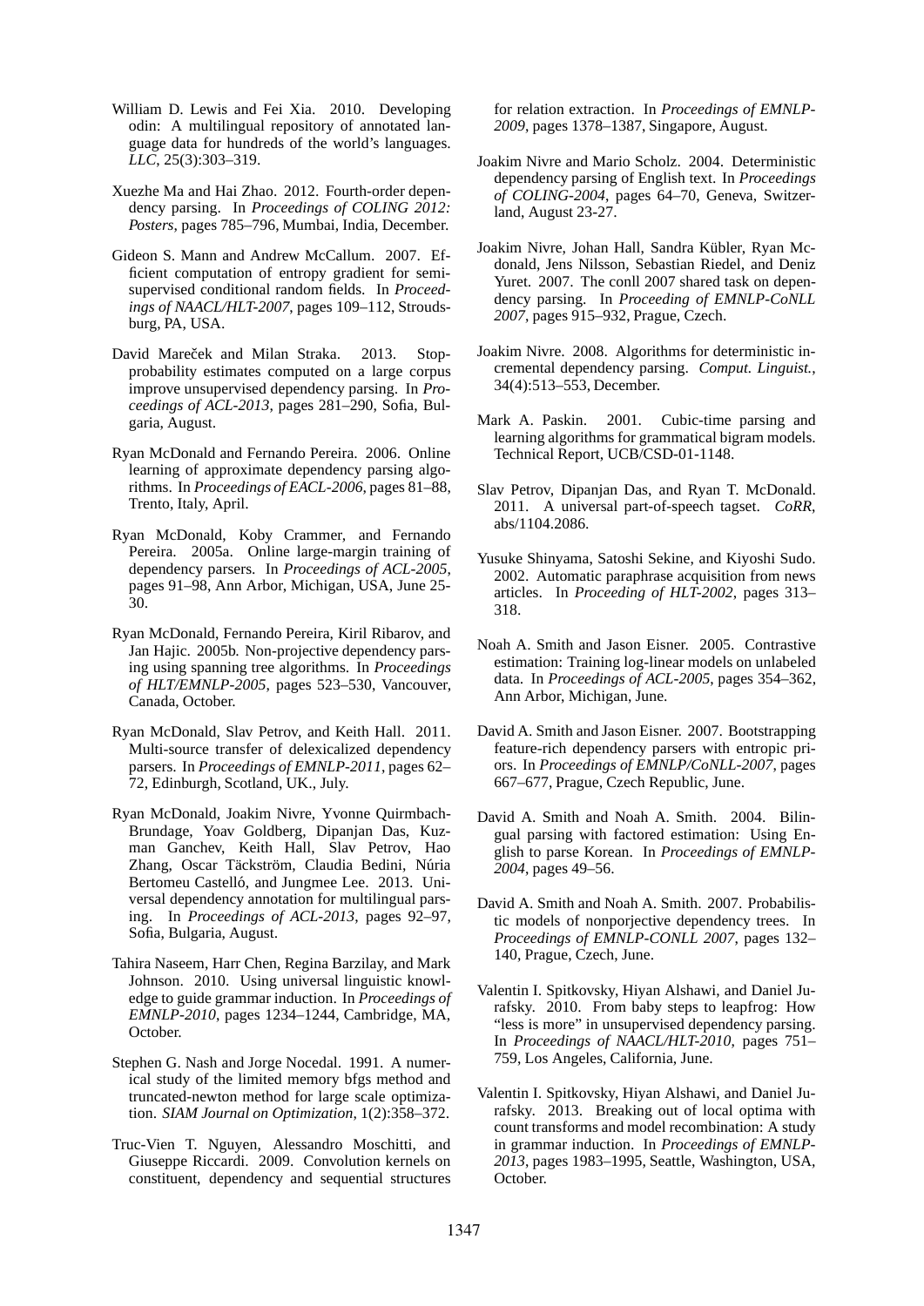William D. Lewis and Fei Xia. 2010. Developing odin: A multilingual repository of annotated language data for hundreds of the world's languages. *LLC*, 25(3):303–319.

Xuezhe Ma and Hai Zhao. 2012. Fourth-order dependency parsing. In *Proceedings of COLING 2012: Posters*, pages 785–796, Mumbai, India, December.

Gideon S. Mann and Andrew McCallum. 2007. Efficient computation of entropy gradient for semi-supervised conditional random fields. In *Proceedings of NAACL/HLT-2007*, pages 109–112, Stroudsburg, PA, USA.

David Mareček and Milan Straka. 2013. Stop-probability estimates computed on a large corpus improve unsupervised dependency parsing. In *Proceedings of ACL-2013*, pages 281–290, Sofia, Bulgaria, August.

Ryan McDonald and Fernando Pereira. 2006. Online learning of approximate dependency parsing algorithms. In *Proceedings of EACL-2006*, pages 81–88, Trento, Italy, April.

Ryan McDonald, Koby Crammer, and Fernando Pereira. 2005a. Online large-margin training of dependency parsers. In *Proceedings of ACL-2005*, pages 91–98, Ann Arbor, Michigan, USA, June 25-30.

Ryan McDonald, Fernando Pereira, Kiril Ribarov, and Jan Hajic. 2005b. Non-projective dependency parsing using spanning tree algorithms. In *Proceedings of HLT/EMNLP-2005*, pages 523–530, Vancouver, Canada, October.

Ryan McDonald, Slav Petrov, and Keith Hall. 2011. Multi-source transfer of delexicalized dependency parsers. In *Proceedings of EMNLP-2011*, pages 62–72, Edinburgh, Scotland, UK., July.

Ryan McDonald, Joakim Nivre, Yvonne Quirmbach-Brundage, Yoav Goldberg, Dipanjan Das, Kuzman Ganchev, Keith Hall, Slav Petrov, Hao Zhang, Oscar Täckström, Claudia Bedini, Núria Bertomeu Castelló, and Jungmee Lee. 2013. Universal dependency annotation for multilingual parsing. In *Proceedings of ACL-2013*, pages 92–97, Sofia, Bulgaria, August.

Tahira Naseem, Harr Chen, Regina Barzilay, and Mark Johnson. 2010. Using universal linguistic knowledge to guide grammar induction. In *Proceedings of EMNLP-2010*, pages 1234–1244, Cambridge, MA, October.

Stephen G. Nash and Jorge Nocedal. 1991. A numerical study of the limited memory bfgs method and truncated-newton method for large scale optimization. *SIAM Journal on Optimization*, 1(2):358–372.

Truc-Vien T. Nguyen, Alessandro Moschitti, and Giuseppe Riccardi. 2009. Convolution kernels on constituent, dependency and sequential structures for relation extraction. In *Proceedings of EMNLP-2009*, pages 1378–1387, Singapore, August.

Joakim Nivre and Mario Scholz. 2004. Deterministic dependency parsing of English text. In *Proceedings of COLING-2004*, pages 64–70, Geneva, Switzerland, August 23-27.

Joakim Nivre, Johan Hall, Sandra Kübler, Ryan Mcdonald, Jens Nilsson, Sebastian Riedel, and Deniz Yuret. 2007. The conll 2007 shared task on dependency parsing. In *Proceeding of EMNLP-CoNLL 2007*, pages 915–932, Prague, Czech.

Joakim Nivre. 2008. Algorithms for deterministic incremental dependency parsing. *Comput. Linguist.*, 34(4):513–553, December.

Mark A. Paskin. 2001. Cubic-time parsing and learning algorithms for grammatical bigram models. Technical Report, UCB/CSD-01-1148.

Slav Petrov, Dipanjan Das, and Ryan T. McDonald. 2011. A universal part-of-speech tagset. *CoRR*, abs/1104.2086.

Yusuke Shinyama, Satoshi Sekine, and Kiyoshi Sudo. 2002. Automatic paraphrase acquisition from news articles. In *Proceeding of HLT-2002*, pages 313–318.

Noah A. Smith and Jason Eisner. 2005. Contrastive estimation: Training log-linear models on unlabeled data. In *Proceedings of ACL-2005*, pages 354–362, Ann Arbor, Michigan, June.

David A. Smith and Jason Eisner. 2007. Bootstrapping feature-rich dependency parsers with entropic priors. In *Proceedings of EMNLP/CoNLL-2007*, pages 667–677, Prague, Czech Republic, June.

David A. Smith and Noah A. Smith. 2004. Bilingual parsing with factored estimation: Using English to parse Korean. In *Proceedings of EMNLP-2004*, pages 49–56.

David A. Smith and Noah A. Smith. 2007. Probabilistic models of nonporjective dependency trees. In *Proceedings of EMNLP-CONLL 2007*, pages 132–140, Prague, Czech, June.

Valentin I. Spitkovsky, Hiyan Alshawi, and Daniel Jurafsky. 2010. From baby steps to leapfrog: How "less is more" in unsupervised dependency parsing. In *Proceedings of NAACL/HLT-2010*, pages 751–759, Los Angeles, California, June.

Valentin I. Spitkovsky, Hiyan Alshawi, and Daniel Jurafsky. 2013. Breaking out of local optima with count transforms and model recombination: A study in grammar induction. In *Proceedings of EMNLP-2013*, pages 1983–1995, Seattle, Washington, USA, October.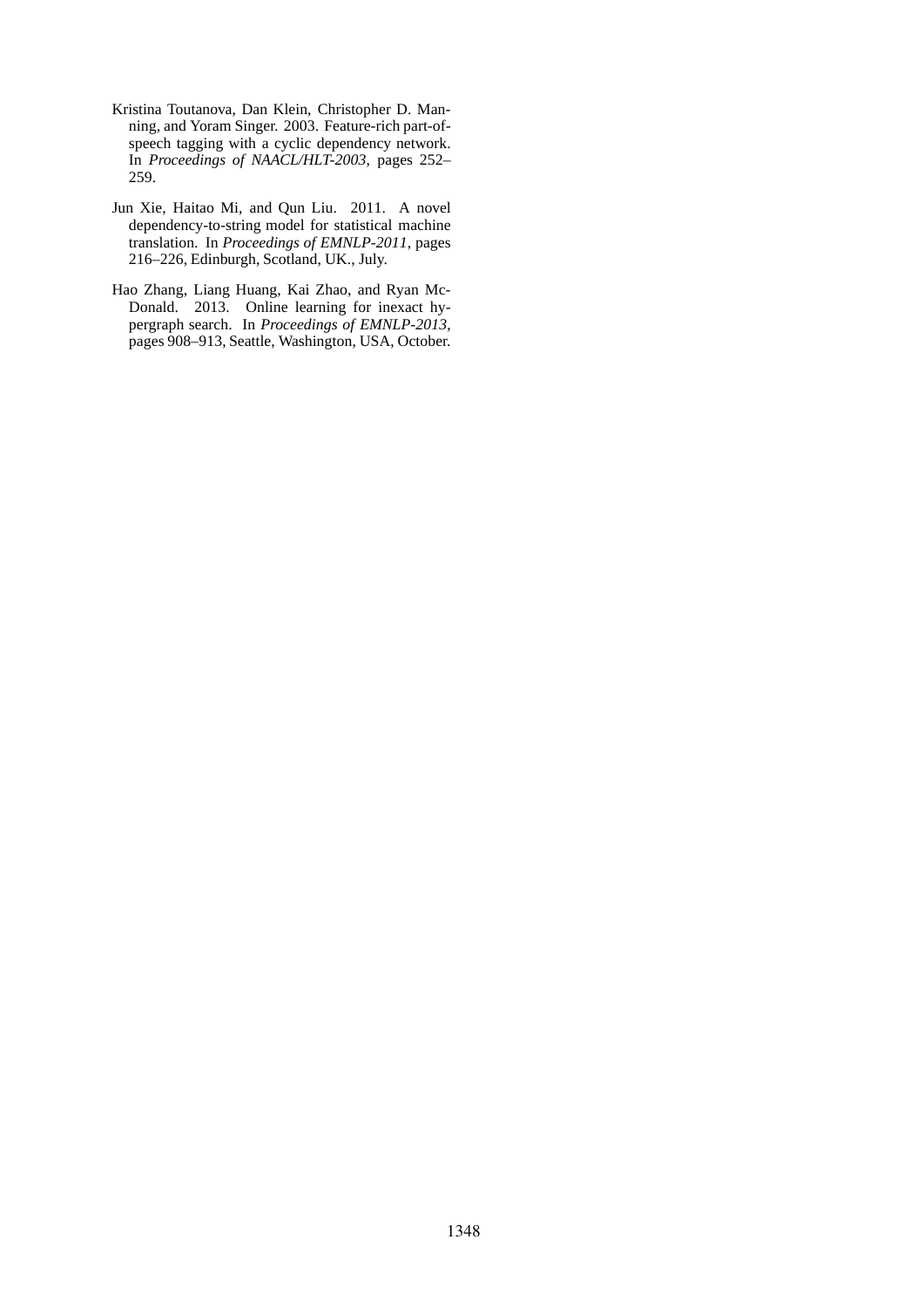Kristina Toutanova, Dan Klein, Christopher D. Manning, and Yoram Singer. 2003. Feature-rich part-of-speech tagging with a cyclic dependency network. In *Proceedings of NAACL/HLT-2003*, pages 252–259.

Jun Xie, Haitao Mi, and Qun Liu. 2011. A novel dependency-to-string model for statistical machine translation. In *Proceedings of EMNLP-2011*, pages 216–226, Edinburgh, Scotland, UK., July.

Hao Zhang, Liang Huang, Kai Zhao, and Ryan McDonald. 2013. Online learning for inexact hypergraph search. In *Proceedings of EMNLP-2013*, pages 908–913, Seattle, Washington, USA, October.